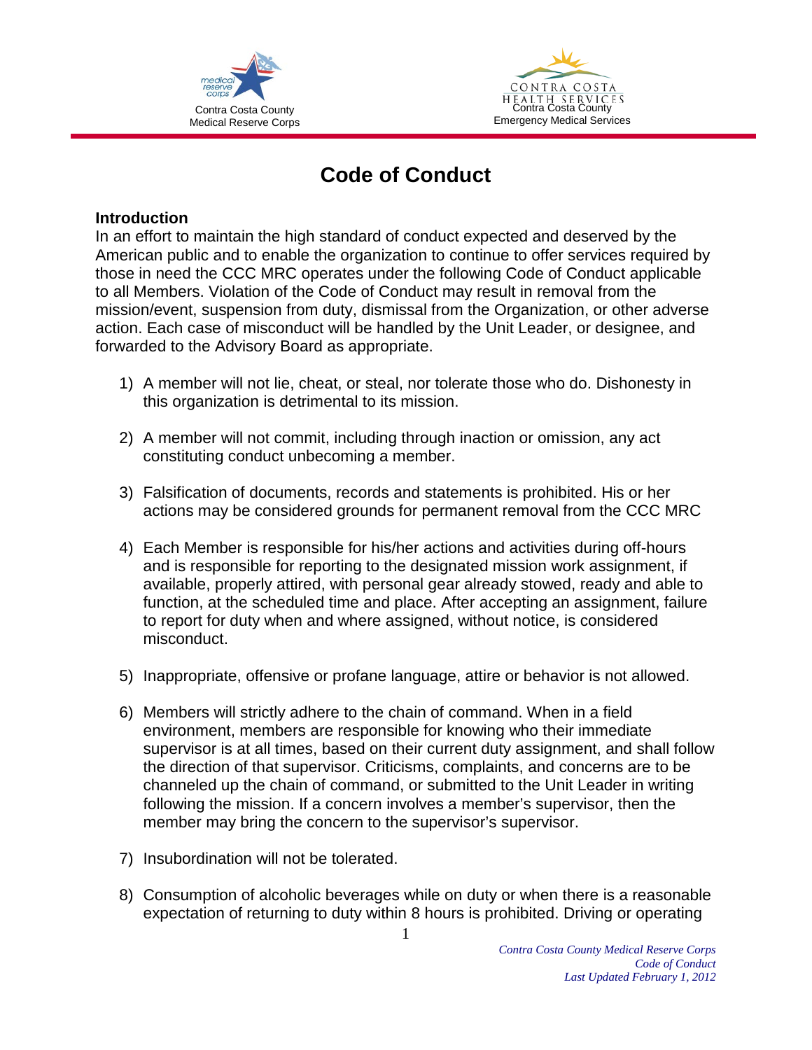Contra Costa County
Medical Reserve Corps

Contra Costa County
Emergency Medical Services

# Code of Conduct

### Introduction

In an effort to maintain the high standard of conduct expected and deserved by the American public and to enable the organization to continue to offer services required by those in need the CCC MRC operates under the following Code of Conduct applicable to all Members. Violation of the Code of Conduct may result in removal from the mission/event, suspension from duty, dismissal from the Organization, or other adverse action. Each case of misconduct will be handled by the Unit Leader, or designee, and forwarded to the Advisory Board as appropriate.

1) A member will not lie, cheat, or steal, nor tolerate those who do. Dishonesty in this organization is detrimental to its mission.

2) A member will not commit, including through inaction or omission, any act constituting conduct unbecoming a member.

3) Falsification of documents, records and statements is prohibited. His or her actions may be considered grounds for permanent removal from the CCC MRC

4) Each Member is responsible for his/her actions and activities during off-hours and is responsible for reporting to the designated mission work assignment, if available, properly attired, with personal gear already stowed, ready and able to function, at the scheduled time and place. After accepting an assignment, failure to report for duty when and where assigned, without notice, is considered misconduct.

5) Inappropriate, offensive or profane language, attire or behavior is not allowed.

6) Members will strictly adhere to the chain of command. When in a field environment, members are responsible for knowing who their immediate supervisor is at all times, based on their current duty assignment, and shall follow the direction of that supervisor. Criticisms, complaints, and concerns are to be channeled up the chain of command, or submitted to the Unit Leader in writing following the mission. If a concern involves a member's supervisor, then the member may bring the concern to the supervisor's supervisor.

7) Insubordination will not be tolerated.

8) Consumption of alcoholic beverages while on duty or when there is a reasonable expectation of returning to duty within 8 hours is prohibited. Driving or operating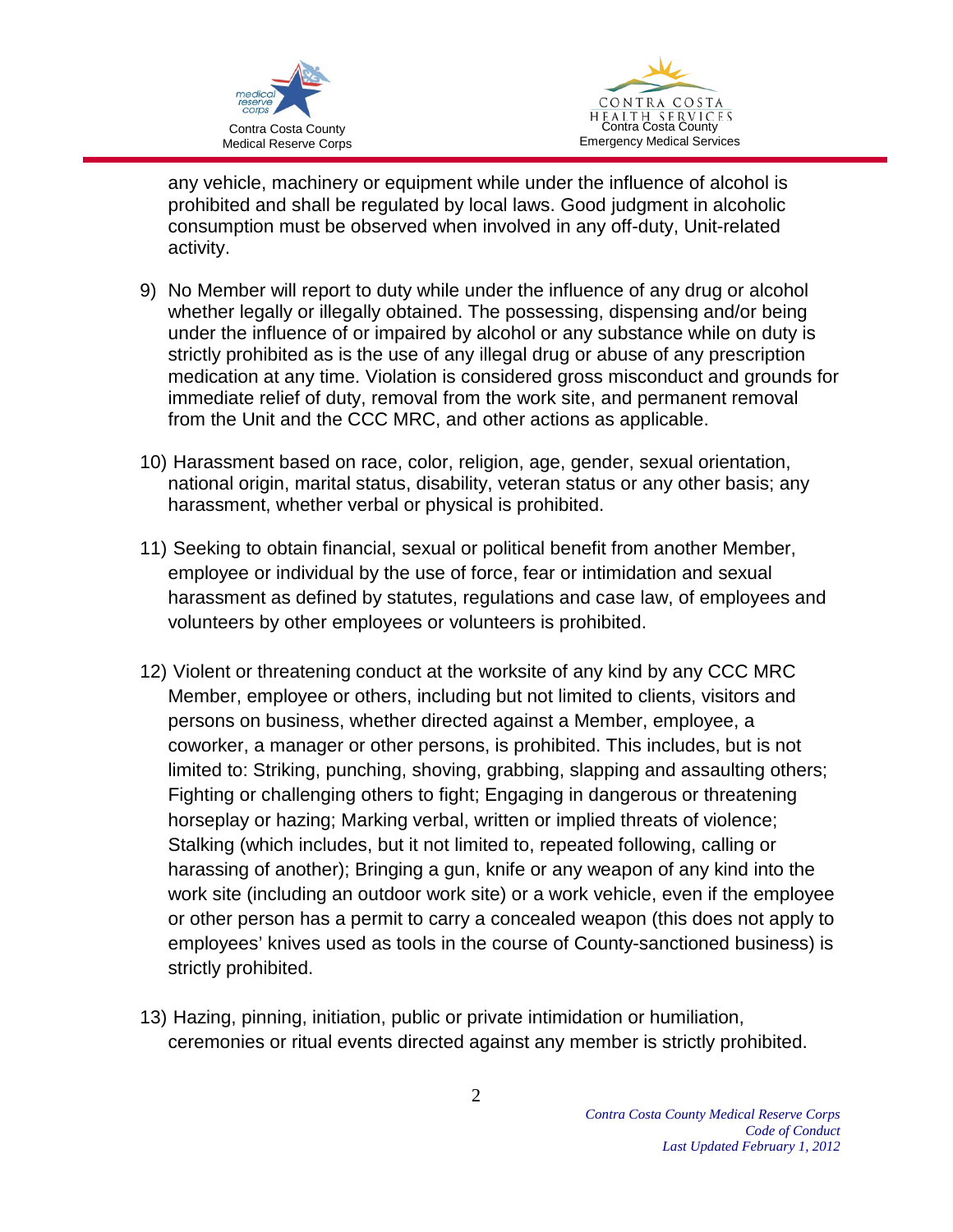any vehicle, machinery or equipment while under the influence of alcohol is prohibited and shall be regulated by local laws. Good judgment in alcoholic consumption must be observed when involved in any off-duty, Unit-related activity.

9) No Member will report to duty while under the influence of any drug or alcohol whether legally or illegally obtained. The possessing, dispensing and/or being under the influence of or impaired by alcohol or any substance while on duty is strictly prohibited as is the use of any illegal drug or abuse of any prescription medication at any time. Violation is considered gross misconduct and grounds for immediate relief of duty, removal from the work site, and permanent removal from the Unit and the CCC MRC, and other actions as applicable.

10) Harassment based on race, color, religion, age, gender, sexual orientation, national origin, marital status, disability, veteran status or any other basis; any harassment, whether verbal or physical is prohibited.

11) Seeking to obtain financial, sexual or political benefit from another Member, employee or individual by the use of force, fear or intimidation and sexual harassment as defined by statutes, regulations and case law, of employees and volunteers by other employees or volunteers is prohibited.

12) Violent or threatening conduct at the worksite of any kind by any CCC MRC Member, employee or others, including but not limited to clients, visitors and persons on business, whether directed against a Member, employee, a coworker, a manager or other persons, is prohibited. This includes, but is not limited to: Striking, punching, shoving, grabbing, slapping and assaulting others; Fighting or challenging others to fight; Engaging in dangerous or threatening horseplay or hazing; Marking verbal, written or implied threats of violence; Stalking (which includes, but it not limited to, repeated following, calling or harassing of another); Bringing a gun, knife or any weapon of any kind into the work site (including an outdoor work site) or a work vehicle, even if the employee or other person has a permit to carry a concealed weapon (this does not apply to employees' knives used as tools in the course of County-sanctioned business) is strictly prohibited.

13) Hazing, pinning, initiation, public or private intimidation or humiliation, ceremonies or ritual events directed against any member is strictly prohibited.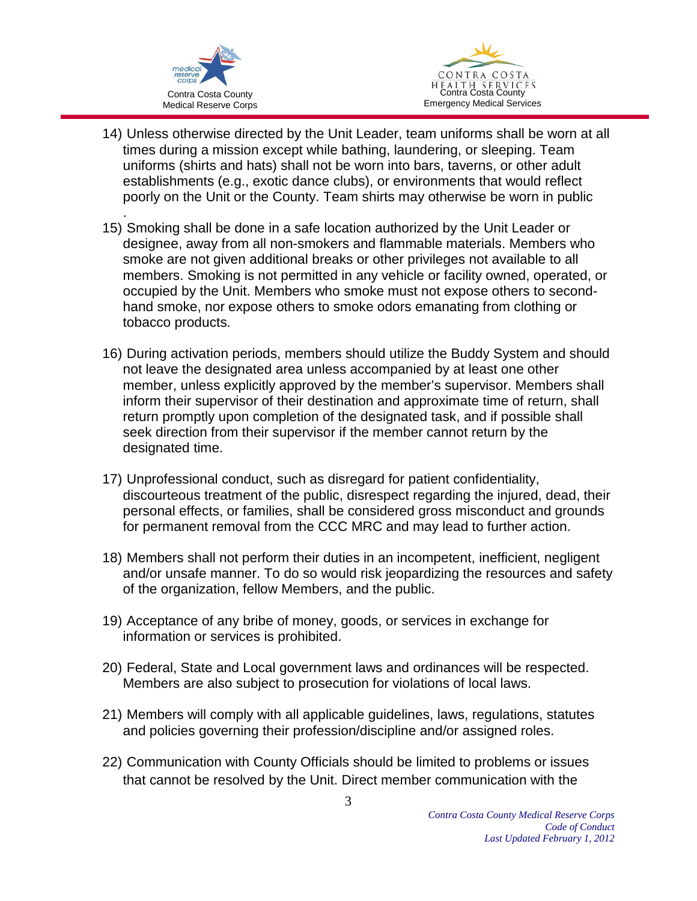14) Unless otherwise directed by the Unit Leader, team uniforms shall be worn at all times during a mission except while bathing, laundering, or sleeping. Team uniforms (shirts and hats) shall not be worn into bars, taverns, or other adult establishments (e.g., exotic dance clubs), or environments that would reflect poorly on the Unit or the County. Team shirts may otherwise be worn in public .

15) Smoking shall be done in a safe location authorized by the Unit Leader or designee, away from all non-smokers and flammable materials. Members who smoke are not given additional breaks or other privileges not available to all members. Smoking is not permitted in any vehicle or facility owned, operated, or occupied by the Unit. Members who smoke must not expose others to second-hand smoke, nor expose others to smoke odors emanating from clothing or tobacco products.

16) During activation periods, members should utilize the Buddy System and should not leave the designated area unless accompanied by at least one other member, unless explicitly approved by the member's supervisor. Members shall inform their supervisor of their destination and approximate time of return, shall return promptly upon completion of the designated task, and if possible shall seek direction from their supervisor if the member cannot return by the designated time.

17) Unprofessional conduct, such as disregard for patient confidentiality, discourteous treatment of the public, disrespect regarding the injured, dead, their personal effects, or families, shall be considered gross misconduct and grounds for permanent removal from the CCC MRC and may lead to further action.

18) Members shall not perform their duties in an incompetent, inefficient, negligent and/or unsafe manner. To do so would risk jeopardizing the resources and safety of the organization, fellow Members, and the public.

19) Acceptance of any bribe of money, goods, or services in exchange for information or services is prohibited.

20) Federal, State and Local government laws and ordinances will be respected. Members are also subject to prosecution for violations of local laws.

21) Members will comply with all applicable guidelines, laws, regulations, statutes and policies governing their profession/discipline and/or assigned roles.

22) Communication with County Officials should be limited to problems or issues that cannot be resolved by the Unit. Direct member communication with the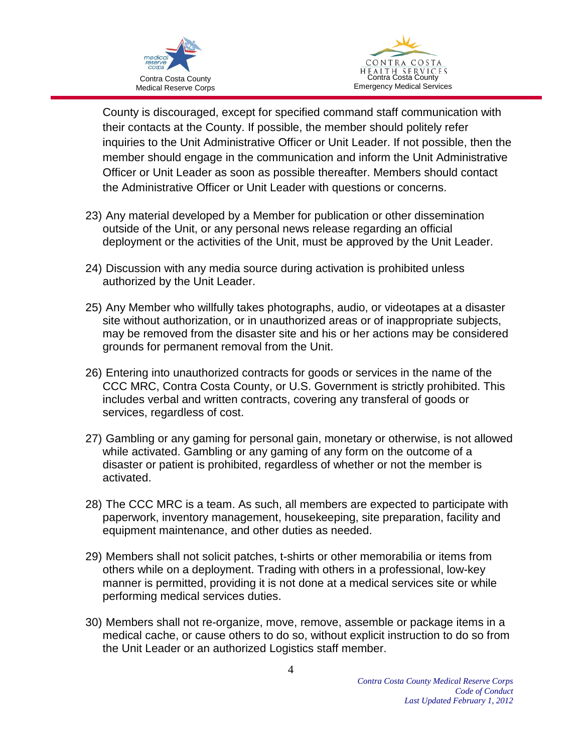County is discouraged, except for specified command staff communication with their contacts at the County. If possible, the member should politely refer inquiries to the Unit Administrative Officer or Unit Leader. If not possible, then the member should engage in the communication and inform the Unit Administrative Officer or Unit Leader as soon as possible thereafter. Members should contact the Administrative Officer or Unit Leader with questions or concerns.

23) Any material developed by a Member for publication or other dissemination outside of the Unit, or any personal news release regarding an official deployment or the activities of the Unit, must be approved by the Unit Leader.

24) Discussion with any media source during activation is prohibited unless authorized by the Unit Leader.

25) Any Member who willfully takes photographs, audio, or videotapes at a disaster site without authorization, or in unauthorized areas or of inappropriate subjects, may be removed from the disaster site and his or her actions may be considered grounds for permanent removal from the Unit.

26) Entering into unauthorized contracts for goods or services in the name of the CCC MRC, Contra Costa County, or U.S. Government is strictly prohibited. This includes verbal and written contracts, covering any transferal of goods or services, regardless of cost.

27) Gambling or any gaming for personal gain, monetary or otherwise, is not allowed while activated. Gambling or any gaming of any form on the outcome of a disaster or patient is prohibited, regardless of whether or not the member is activated.

28) The CCC MRC is a team. As such, all members are expected to participate with paperwork, inventory management, housekeeping, site preparation, facility and equipment maintenance, and other duties as needed.

29) Members shall not solicit patches, t-shirts or other memorabilia or items from others while on a deployment. Trading with others in a professional, low-key manner is permitted, providing it is not done at a medical services site or while performing medical services duties.

30) Members shall not re-organize, move, remove, assemble or package items in a medical cache, or cause others to do so, without explicit instruction to do so from the Unit Leader or an authorized Logistics staff member.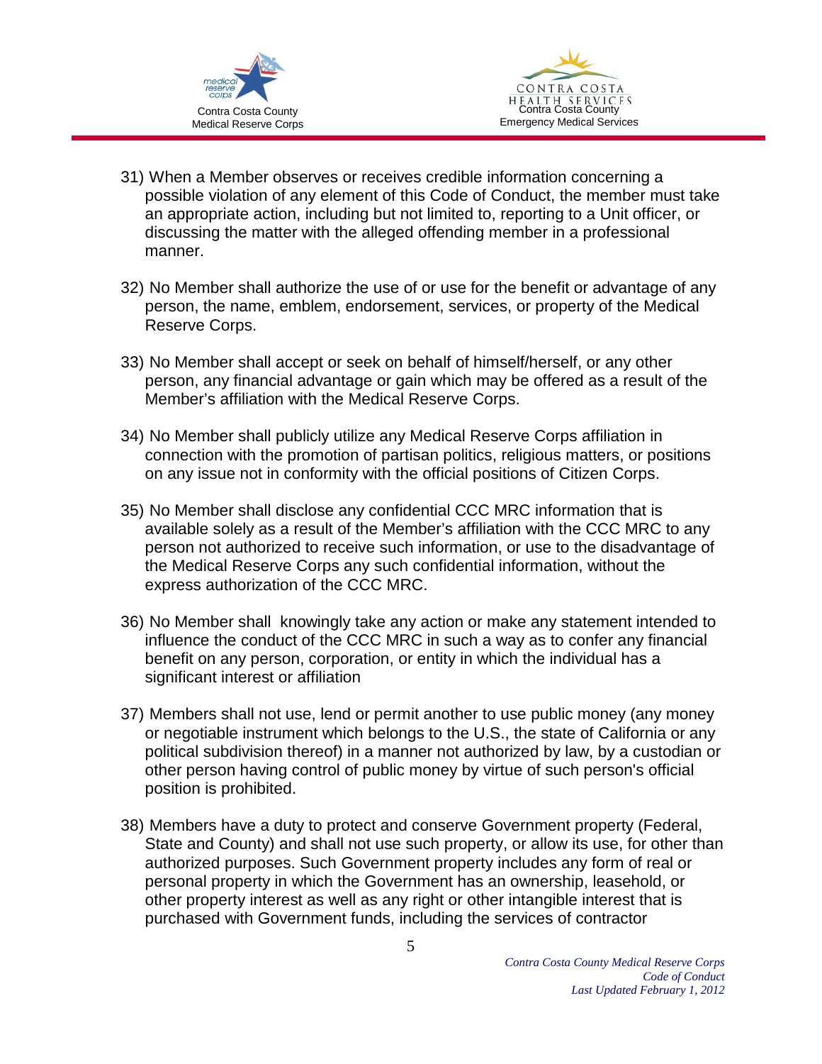31) When a Member observes or receives credible information concerning a possible violation of any element of this Code of Conduct, the member must take an appropriate action, including but not limited to, reporting to a Unit officer, or discussing the matter with the alleged offending member in a professional manner.

32) No Member shall authorize the use of or use for the benefit or advantage of any person, the name, emblem, endorsement, services, or property of the Medical Reserve Corps.

33) No Member shall accept or seek on behalf of himself/herself, or any other person, any financial advantage or gain which may be offered as a result of the Member's affiliation with the Medical Reserve Corps.

34) No Member shall publicly utilize any Medical Reserve Corps affiliation in connection with the promotion of partisan politics, religious matters, or positions on any issue not in conformity with the official positions of Citizen Corps.

35) No Member shall disclose any confidential CCC MRC information that is available solely as a result of the Member's affiliation with the CCC MRC to any person not authorized to receive such information, or use to the disadvantage of the Medical Reserve Corps any such confidential information, without the express authorization of the CCC MRC.

36) No Member shall knowingly take any action or make any statement intended to influence the conduct of the CCC MRC in such a way as to confer any financial benefit on any person, corporation, or entity in which the individual has a significant interest or affiliation

37) Members shall not use, lend or permit another to use public money (any money or negotiable instrument which belongs to the U.S., the state of California or any political subdivision thereof) in a manner not authorized by law, by a custodian or other person having control of public money by virtue of such person's official position is prohibited.

38) Members have a duty to protect and conserve Government property (Federal, State and County) and shall not use such property, or allow its use, for other than authorized purposes. Such Government property includes any form of real or personal property in which the Government has an ownership, leasehold, or other property interest as well as any right or other intangible interest that is purchased with Government funds, including the services of contractor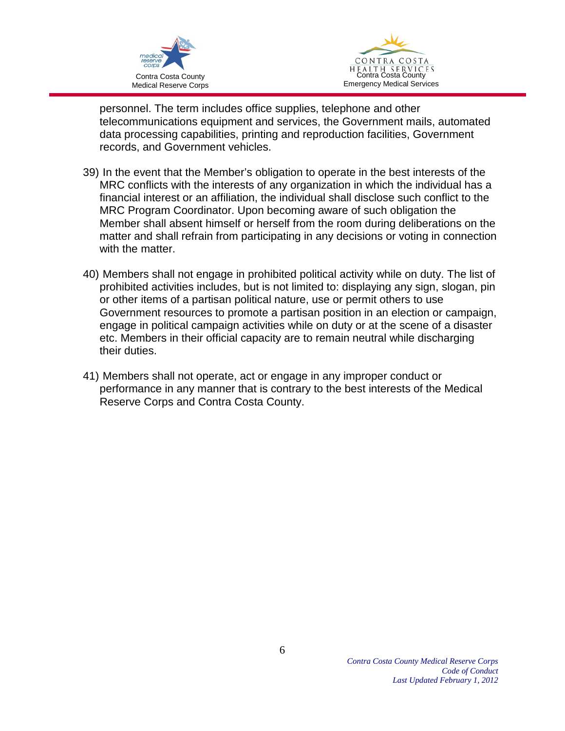personnel. The term includes office supplies, telephone and other telecommunications equipment and services, the Government mails, automated data processing capabilities, printing and reproduction facilities, Government records, and Government vehicles.

39) In the event that the Member's obligation to operate in the best interests of the MRC conflicts with the interests of any organization in which the individual has a financial interest or an affiliation, the individual shall disclose such conflict to the MRC Program Coordinator. Upon becoming aware of such obligation the Member shall absent himself or herself from the room during deliberations on the matter and shall refrain from participating in any decisions or voting in connection with the matter.

40) Members shall not engage in prohibited political activity while on duty. The list of prohibited activities includes, but is not limited to: displaying any sign, slogan, pin or other items of a partisan political nature, use or permit others to use Government resources to promote a partisan position in an election or campaign, engage in political campaign activities while on duty or at the scene of a disaster etc. Members in their official capacity are to remain neutral while discharging their duties.

41) Members shall not operate, act or engage in any improper conduct or performance in any manner that is contrary to the best interests of the Medical Reserve Corps and Contra Costa County.